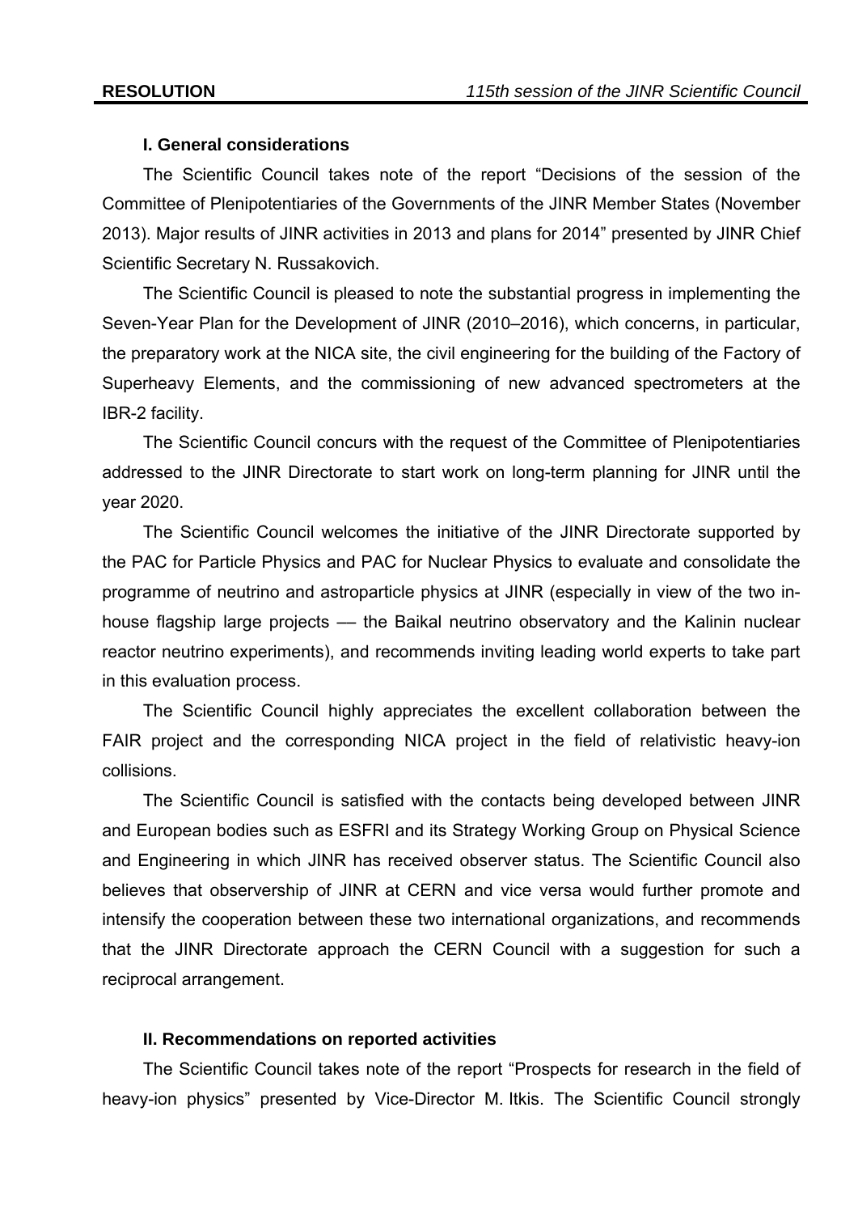# RESOLUTION

*115th session of the JINR Scientific Council*

## I. General considerations

The Scientific Council takes note of the report "Decisions of the session of the Committee of Plenipotentiaries of the Governments of the JINR Member States (November 2013). Major results of JINR activities in 2013 and plans for 2014" presented by JINR Chief Scientific Secretary N. Russakovich.

The Scientific Council is pleased to note the substantial progress in implementing the Seven-Year Plan for the Development of JINR (2010–2016), which concerns, in particular, the preparatory work at the NICA site, the civil engineering for the building of the Factory of Superheavy Elements, and the commissioning of new advanced spectrometers at the IBR-2 facility.

The Scientific Council concurs with the request of the Committee of Plenipotentiaries addressed to the JINR Directorate to start work on long-term planning for JINR until the year 2020.

The Scientific Council welcomes the initiative of the JINR Directorate supported by the PAC for Particle Physics and PAC for Nuclear Physics to evaluate and consolidate the programme of neutrino and astroparticle physics at JINR (especially in view of the two in-house flagship large projects –– the Baikal neutrino observatory and the Kalinin nuclear reactor neutrino experiments), and recommends inviting leading world experts to take part in this evaluation process.

The Scientific Council highly appreciates the excellent collaboration between the FAIR project and the corresponding NICA project in the field of relativistic heavy-ion collisions.

The Scientific Council is satisfied with the contacts being developed between JINR and European bodies such as ESFRI and its Strategy Working Group on Physical Science and Engineering in which JINR has received observer status. The Scientific Council also believes that observership of JINR at CERN and vice versa would further promote and intensify the cooperation between these two international organizations, and recommends that the JINR Directorate approach the CERN Council with a suggestion for such a reciprocal arrangement.

## II. Recommendations on reported activities

The Scientific Council takes note of the report "Prospects for research in the field of heavy-ion physics" presented by Vice-Director M. Itkis. The Scientific Council strongly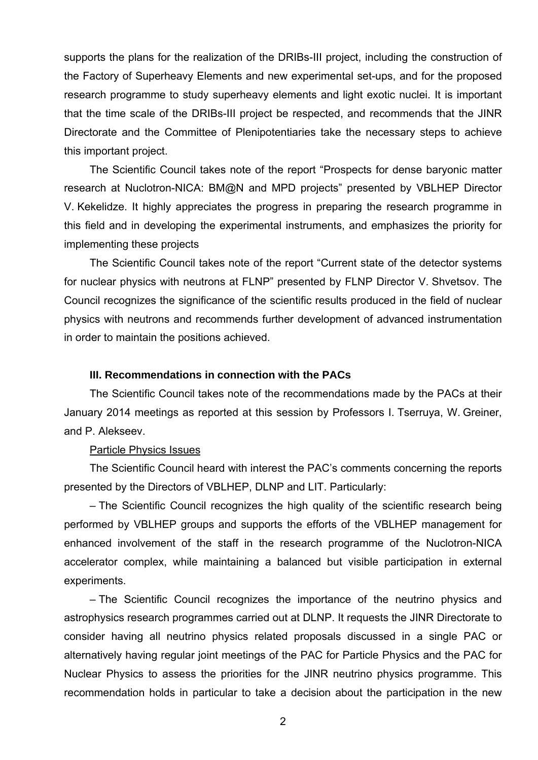supports the plans for the realization of the DRIBs-III project, including the construction of the Factory of Superheavy Elements and new experimental set-ups, and for the proposed research programme to study superheavy elements and light exotic nuclei. It is important that the time scale of the DRIBs-III project be respected, and recommends that the JINR Directorate and the Committee of Plenipotentiaries take the necessary steps to achieve this important project.

The Scientific Council takes note of the report "Prospects for dense baryonic matter research at Nuclotron-NICA: BM@N and MPD projects" presented by VBLHEP Director V. Kekelidze. It highly appreciates the progress in preparing the research programme in this field and in developing the experimental instruments, and emphasizes the priority for implementing these projects

The Scientific Council takes note of the report "Current state of the detector systems for nuclear physics with neutrons at FLNP" presented by FLNP Director V. Shvetsov. The Council recognizes the significance of the scientific results produced in the field of nuclear physics with neutrons and recommends further development of advanced instrumentation in order to maintain the positions achieved.

**III. Recommendations in connection with the PACs**

The Scientific Council takes note of the recommendations made by the PACs at their January 2014 meetings as reported at this session by Professors I. Tserruya, W. Greiner, and P. Alekseev.

Particle Physics Issues

The Scientific Council heard with interest the PAC's comments concerning the reports presented by the Directors of VBLHEP, DLNP and LIT. Particularly:

– The Scientific Council recognizes the high quality of the scientific research being performed by VBLHEP groups and supports the efforts of the VBLHEP management for enhanced involvement of the staff in the research programme of the Nuclotron-NICA accelerator complex, while maintaining a balanced but visible participation in external experiments.

– The Scientific Council recognizes the importance of the neutrino physics and astrophysics research programmes carried out at DLNP. It requests the JINR Directorate to consider having all neutrino physics related proposals discussed in a single PAC or alternatively having regular joint meetings of the PAC for Particle Physics and the PAC for Nuclear Physics to assess the priorities for the JINR neutrino physics programme. This recommendation holds in particular to take a decision about the participation in the new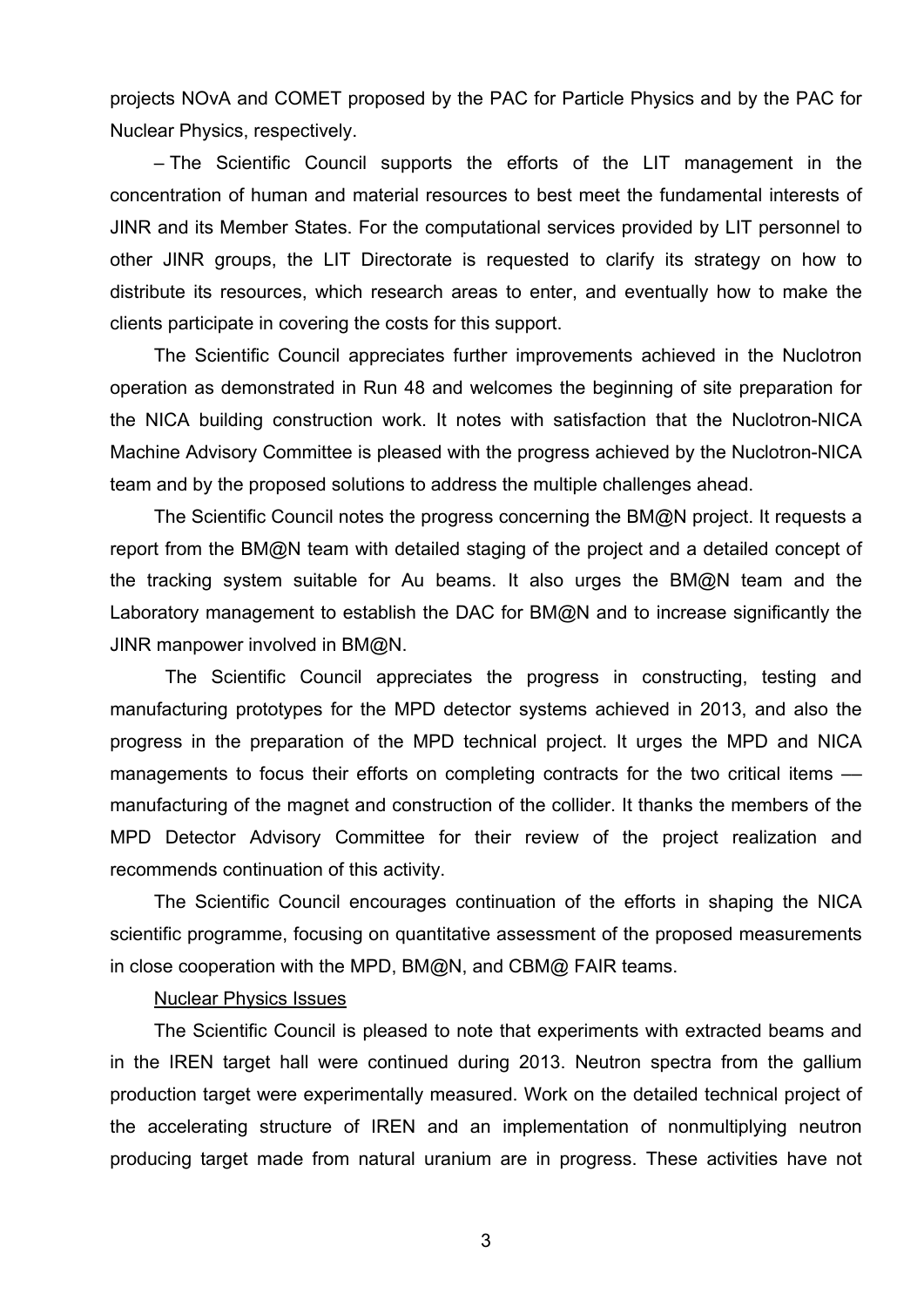projects NOvA and COMET proposed by the PAC for Particle Physics and by the PAC for Nuclear Physics, respectively.

– The Scientific Council supports the efforts of the LIT management in the concentration of human and material resources to best meet the fundamental interests of JINR and its Member States. For the computational services provided by LIT personnel to other JINR groups, the LIT Directorate is requested to clarify its strategy on how to distribute its resources, which research areas to enter, and eventually how to make the clients participate in covering the costs for this support.

The Scientific Council appreciates further improvements achieved in the Nuclotron operation as demonstrated in Run 48 and welcomes the beginning of site preparation for the NICA building construction work. It notes with satisfaction that the Nuclotron-NICA Machine Advisory Committee is pleased with the progress achieved by the Nuclotron-NICA team and by the proposed solutions to address the multiple challenges ahead.

The Scientific Council notes the progress concerning the BM@N project. It requests a report from the BM@N team with detailed staging of the project and a detailed concept of the tracking system suitable for Au beams. It also urges the BM@N team and the Laboratory management to establish the DAC for BM@N and to increase significantly the JINR manpower involved in BM@N.

The Scientific Council appreciates the progress in constructing, testing and manufacturing prototypes for the MPD detector systems achieved in 2013, and also the progress in the preparation of the MPD technical project. It urges the MPD and NICA managements to focus their efforts on completing contracts for the two critical items — manufacturing of the magnet and construction of the collider. It thanks the members of the MPD Detector Advisory Committee for their review of the project realization and recommends continuation of this activity.

The Scientific Council encourages continuation of the efforts in shaping the NICA scientific programme, focusing on quantitative assessment of the proposed measurements in close cooperation with the MPD, BM@N, and CBM@ FAIR teams.

Nuclear Physics Issues

The Scientific Council is pleased to note that experiments with extracted beams and in the IREN target hall were continued during 2013. Neutron spectra from the gallium production target were experimentally measured. Work on the detailed technical project of the accelerating structure of IREN and an implementation of nonmultiplying neutron producing target made from natural uranium are in progress. These activities have not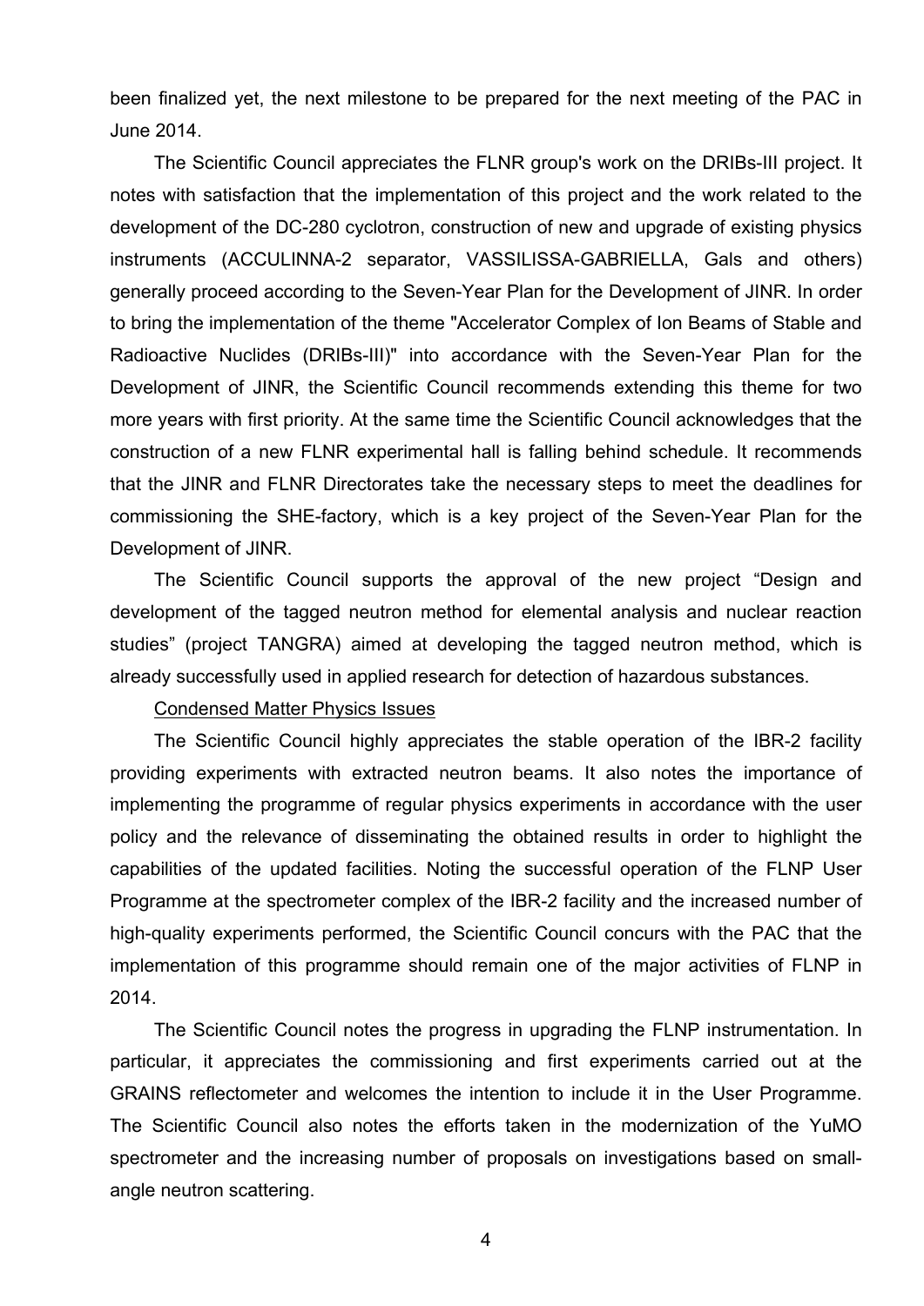been finalized yet, the next milestone to be prepared for the next meeting of the PAC in June 2014.

The Scientific Council appreciates the FLNR group's work on the DRIBs-III project. It notes with satisfaction that the implementation of this project and the work related to the development of the DC-280 cyclotron, construction of new and upgrade of existing physics instruments (ACCULINNA-2 separator, VASSILISSA-GABRIELLA, Gals and others) generally proceed according to the Seven-Year Plan for the Development of JINR. In order to bring the implementation of the theme "Accelerator Complex of Ion Beams of Stable and Radioactive Nuclides (DRIBs-III)" into accordance with the Seven-Year Plan for the Development of JINR, the Scientific Council recommends extending this theme for two more years with first priority. At the same time the Scientific Council acknowledges that the construction of a new FLNR experimental hall is falling behind schedule. It recommends that the JINR and FLNR Directorates take the necessary steps to meet the deadlines for commissioning the SHE-factory, which is a key project of the Seven-Year Plan for the Development of JINR.

The Scientific Council supports the approval of the new project “Design and development of the tagged neutron method for elemental analysis and nuclear reaction studies” (project TANGRA) aimed at developing the tagged neutron method, which is already successfully used in applied research for detection of hazardous substances.

Condensed Matter Physics Issues

The Scientific Council highly appreciates the stable operation of the IBR-2 facility providing experiments with extracted neutron beams. It also notes the importance of implementing the programme of regular physics experiments in accordance with the user policy and the relevance of disseminating the obtained results in order to highlight the capabilities of the updated facilities. Noting the successful operation of the FLNP User Programme at the spectrometer complex of the IBR-2 facility and the increased number of high-quality experiments performed, the Scientific Council concurs with the PAC that the implementation of this programme should remain one of the major activities of FLNP in 2014.

The Scientific Council notes the progress in upgrading the FLNP instrumentation. In particular, it appreciates the commissioning and first experiments carried out at the GRAINS reflectometer and welcomes the intention to include it in the User Programme. The Scientific Council also notes the efforts taken in the modernization of the YuMO spectrometer and the increasing number of proposals on investigations based on small-angle neutron scattering.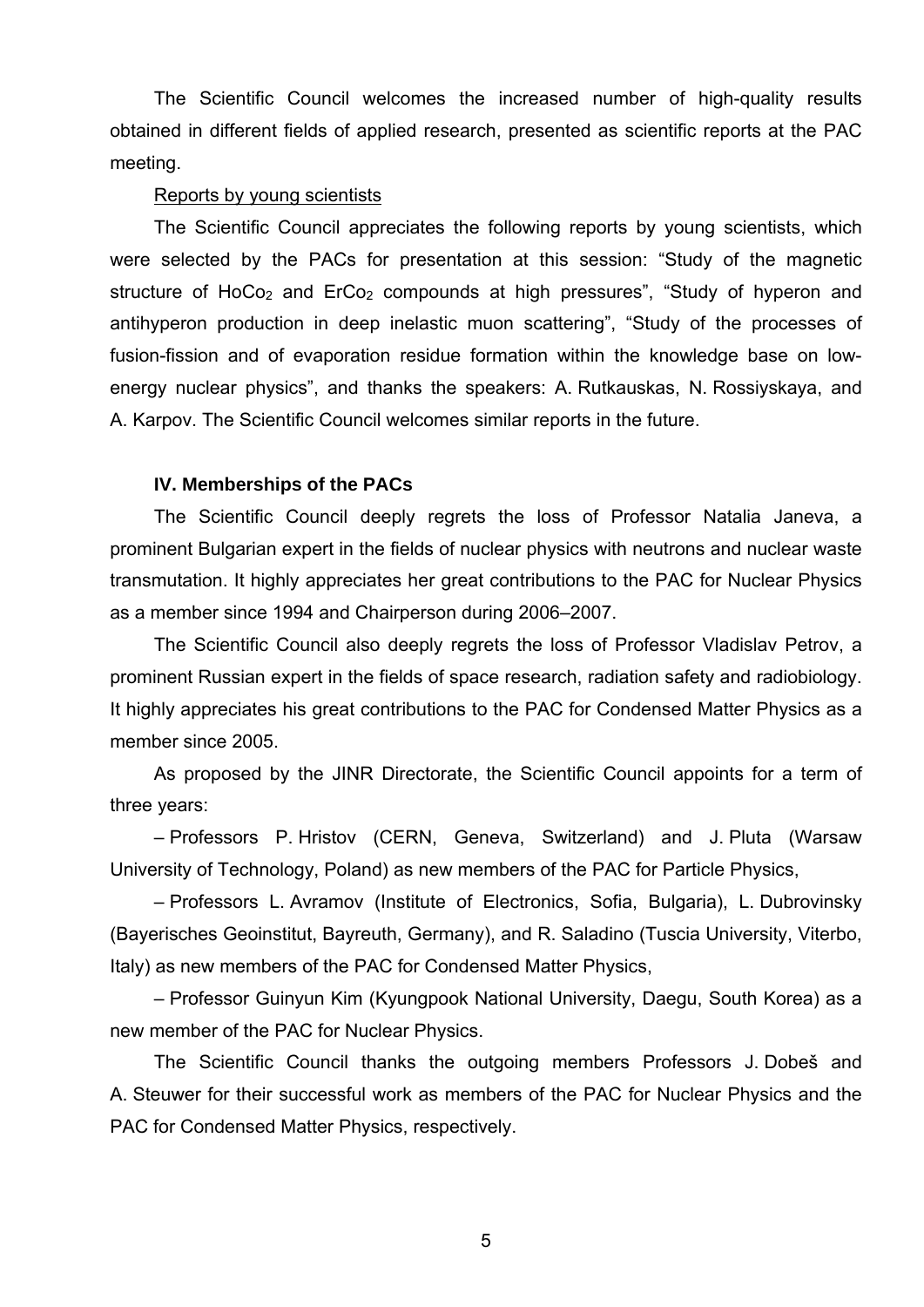The Scientific Council welcomes the increased number of high-quality results obtained in different fields of applied research, presented as scientific reports at the PAC meeting.

Reports by young scientists

The Scientific Council appreciates the following reports by young scientists, which were selected by the PACs for presentation at this session: "Study of the magnetic structure of $HoCo_2$ and $ErCo_2$ compounds at high pressures", "Study of hyperon and antihyperon production in deep inelastic muon scattering", "Study of the processes of fusion-fission and of evaporation residue formation within the knowledge base on low-energy nuclear physics", and thanks the speakers: A. Rutkauskas, N. Rossiyskaya, and A. Karpov. The Scientific Council welcomes similar reports in the future.

### IV. Memberships of the PACs

The Scientific Council deeply regrets the loss of Professor Natalia Janeva, a prominent Bulgarian expert in the fields of nuclear physics with neutrons and nuclear waste transmutation. It highly appreciates her great contributions to the PAC for Nuclear Physics as a member since 1994 and Chairperson during 2006–2007.

The Scientific Council also deeply regrets the loss of Professor Vladislav Petrov, a prominent Russian expert in the fields of space research, radiation safety and radiobiology. It highly appreciates his great contributions to the PAC for Condensed Matter Physics as a member since 2005.

As proposed by the JINR Directorate, the Scientific Council appoints for a term of three years:

– Professors P. Hristov (CERN, Geneva, Switzerland) and J. Pluta (Warsaw University of Technology, Poland) as new members of the PAC for Particle Physics,

– Professors L. Avramov (Institute of Electronics, Sofia, Bulgaria), L. Dubrovinsky (Bayerisches Geoinstitut, Bayreuth, Germany), and R. Saladino (Tuscia University, Viterbo, Italy) as new members of the PAC for Condensed Matter Physics,

– Professor Guinyun Kim (Kyungpook National University, Daegu, South Korea) as a new member of the PAC for Nuclear Physics.

The Scientific Council thanks the outgoing members Professors J. Dobeš and A. Steuwer for their successful work as members of the PAC for Nuclear Physics and the PAC for Condensed Matter Physics, respectively.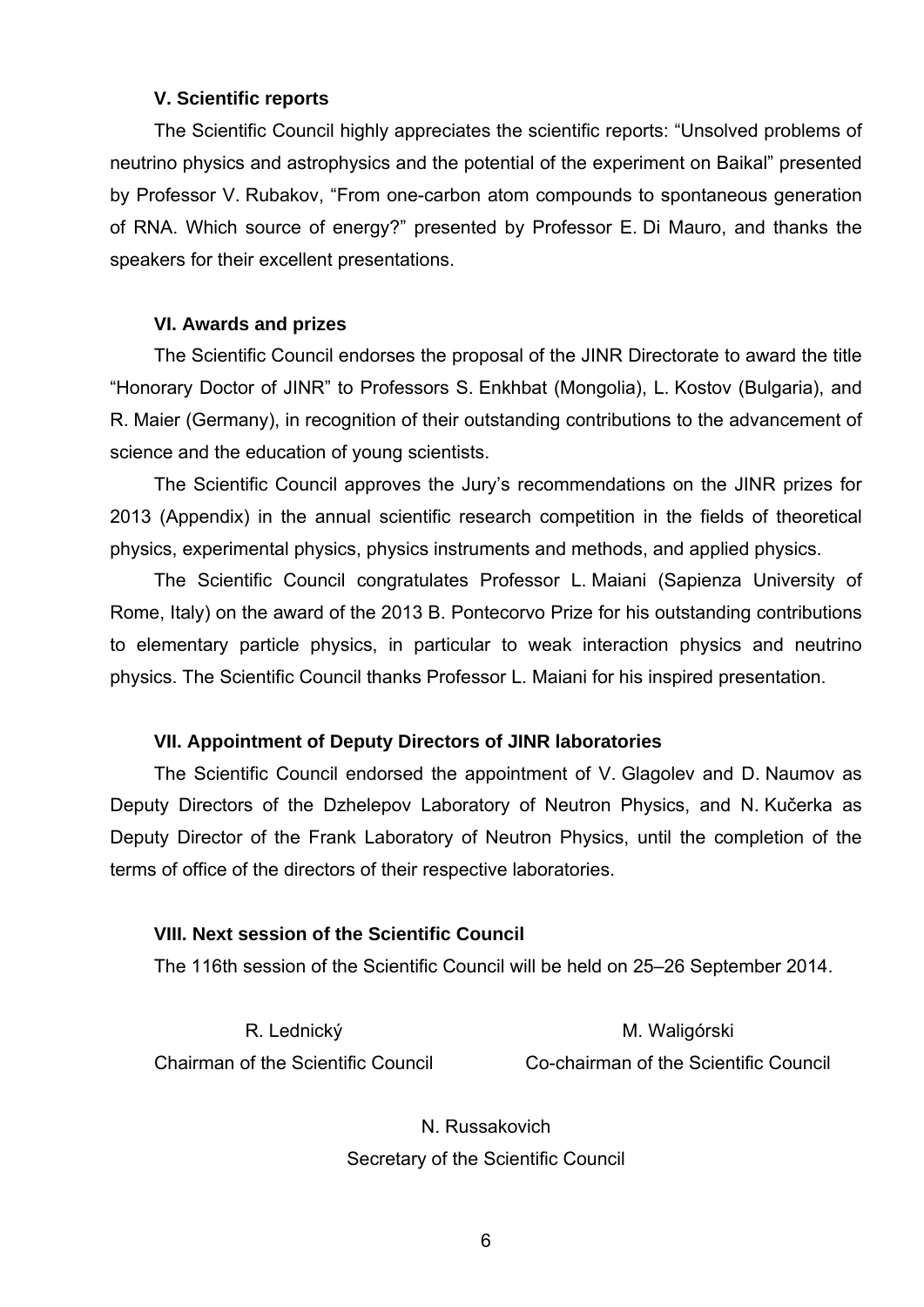### V. Scientific reports

The Scientific Council highly appreciates the scientific reports: "Unsolved problems of neutrino physics and astrophysics and the potential of the experiment on Baikal" presented by Professor V. Rubakov, "From one-carbon atom compounds to spontaneous generation of RNA. Which source of energy?" presented by Professor E. Di Mauro, and thanks the speakers for their excellent presentations.

### VI. Awards and prizes

The Scientific Council endorses the proposal of the JINR Directorate to award the title "Honorary Doctor of JINR" to Professors S. Enkhbat (Mongolia), L. Kostov (Bulgaria), and R. Maier (Germany), in recognition of their outstanding contributions to the advancement of science and the education of young scientists.

The Scientific Council approves the Jury's recommendations on the JINR prizes for 2013 (Appendix) in the annual scientific research competition in the fields of theoretical physics, experimental physics, physics instruments and methods, and applied physics.

The Scientific Council congratulates Professor L. Maiani (Sapienza University of Rome, Italy) on the award of the 2013 B. Pontecorvo Prize for his outstanding contributions to elementary particle physics, in particular to weak interaction physics and neutrino physics. The Scientific Council thanks Professor L. Maiani for his inspired presentation.

### VII. Appointment of Deputy Directors of JINR laboratories

The Scientific Council endorsed the appointment of V. Glagolev and D. Naumov as Deputy Directors of the Dzhelepov Laboratory of Neutron Physics, and N. Kučerka as Deputy Director of the Frank Laboratory of Neutron Physics, until the completion of the terms of office of the directors of their respective laboratories.

### VIII. Next session of the Scientific Council

The 116th session of the Scientific Council will be held on 25–26 September 2014.

R. Lednický
Chairman of the Scientific Council

M. Waligórski
Co-chairman of the Scientific Council

N. Russakovich
Secretary of the Scientific Council